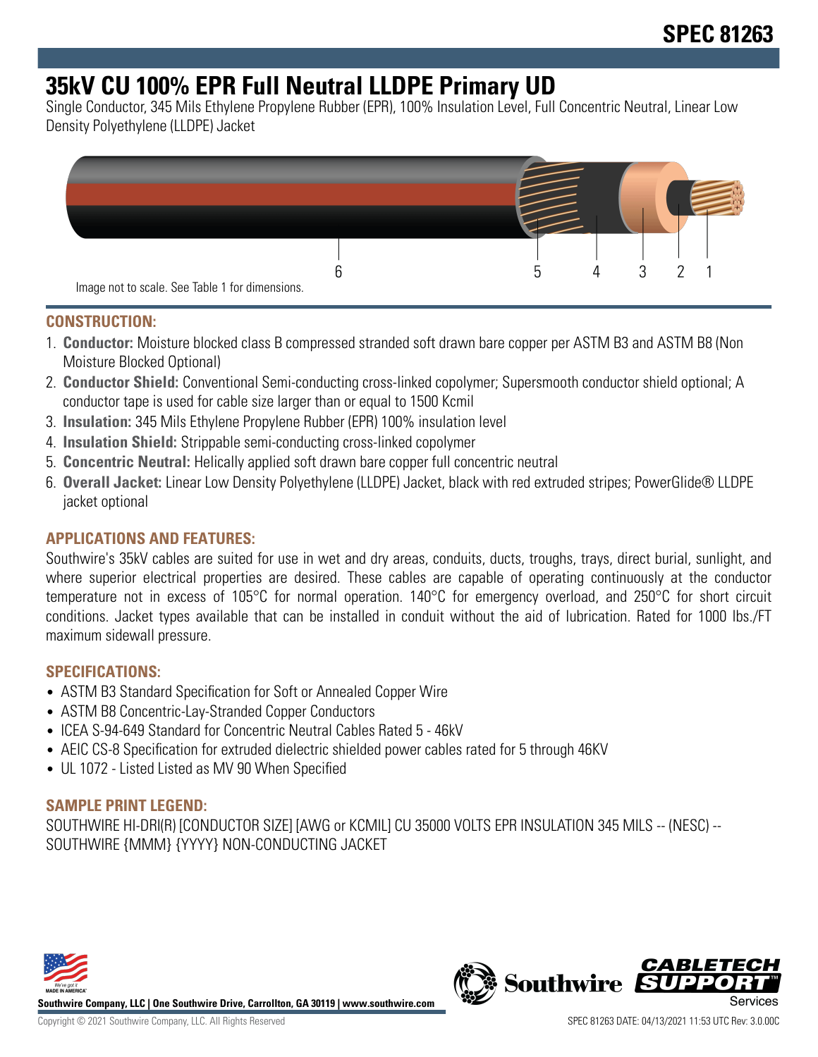# 35kV CU 100% EPR Full Neutral LLDPE Primary UD

Single Conductor, 345 Mils Ethylene Propylene Rubber (EPR), 100% Insulation Level, Full Concentric Neutral, Linear Low Density Polyethylene (LLDPE) Jacket

Image not to scale. See Table 1 for dimensions.

## CONSTRUCTION:

1. **Conductor:** Moisture blocked class B compressed stranded soft drawn bare copper per ASTM B3 and ASTM B8 (Non Moisture Blocked Optional)
2. **Conductor Shield:** Conventional Semi-conducting cross-linked copolymer; Supersmooth conductor shield optional; A conductor tape is used for cable size larger than or equal to 1500 Kcmil
3. **Insulation:** 345 Mils Ethylene Propylene Rubber (EPR) 100% insulation level
4. **Insulation Shield:** Strippable semi-conducting cross-linked copolymer
5. **Concentric Neutral:** Helically applied soft drawn bare copper full concentric neutral
6. **Overall Jacket:** Linear Low Density Polyethylene (LLDPE) Jacket, black with red extruded stripes; PowerGlide® LLDPE jacket optional

## APPLICATIONS AND FEATURES:

Southwire's 35kV cables are suited for use in wet and dry areas, conduits, ducts, troughs, trays, direct burial, sunlight, and where superior electrical properties are desired. These cables are capable of operating continuously at the conductor temperature not in excess of 105°C for normal operation. 140°C for emergency overload, and 250°C for short circuit conditions. Jacket types available that can be installed in conduit without the aid of lubrication. Rated for 1000 lbs./FT maximum sidewall pressure.

## SPECIFICATIONS:

- ASTM B3 Standard Specification for Soft or Annealed Copper Wire
- ASTM B8 Concentric-Lay-Stranded Copper Conductors
- ICEA S-94-649 Standard for Concentric Neutral Cables Rated 5 - 46kV
- AEIC CS-8 Specification for extruded dielectric shielded power cables rated for 5 through 46KV
- UL 1072 - Listed Listed as MV 90 When Specified

## SAMPLE PRINT LEGEND:

SOUTHWIRE HI-DRI(R) [CONDUCTOR SIZE] [AWG or KCMIL] CU 35000 VOLTS EPR INSULATION 345 MILS -- (NESC) -- SOUTHWIRE {MMM} {YYYY} NON-CONDUCTING JACKET

**Southwire Company, LLC | One Southwire Drive, Carrollton, GA 30119 | www.southwire.com**

Copyright © 2021 Southwire Company, LLC. All Rights Reserved

SPEC 81263 DATE: 04/13/2021 11:53 UTC Rev: 3.0.00C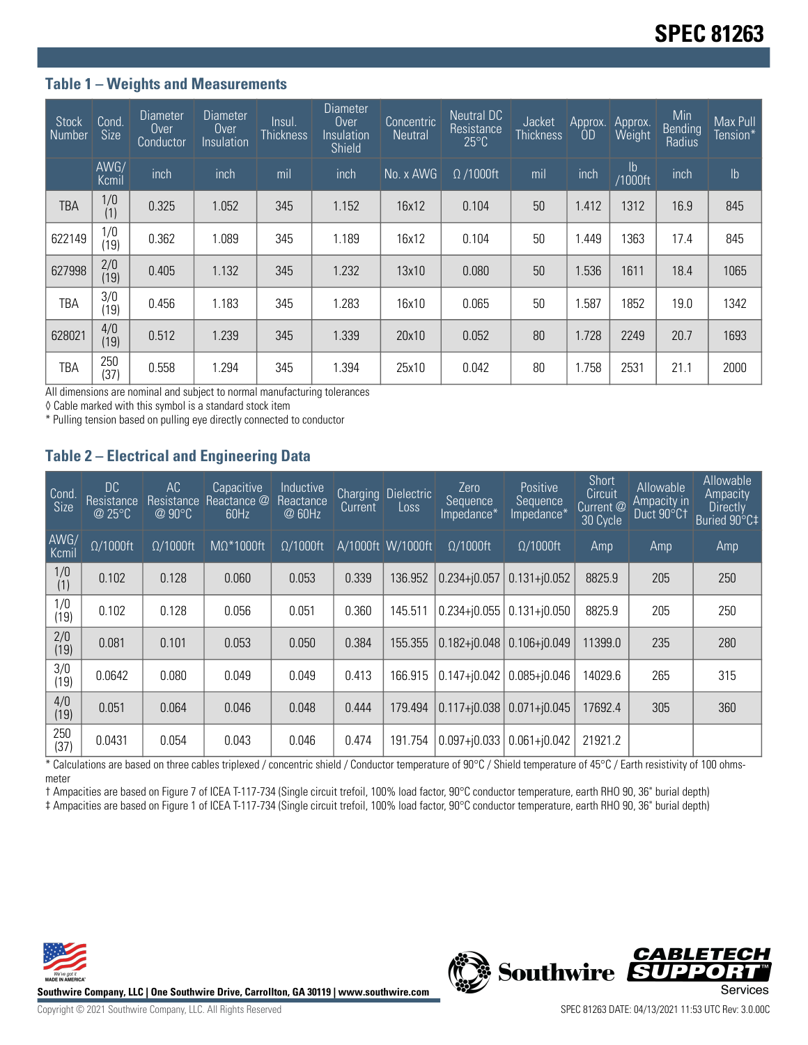# SPEC 81263

### Table 1 – Weights and Measurements

| Stock Number | Cond. Size | Diameter Over Conductor | Diameter Over Insulation | Insul. Thickness | Diameter Over Insulation Shield | Concentric Neutral | Neutral DC Resistance 25°C | Jacket Thickness | Approx. OD | Approx. Weight | Min Bending Radius | Max Pull Tension* |
|---|---|---|---|---|---|---|---|---|---|---|---|---|
| | AWG/ Kcmil | inch | inch | mil | inch | No. x AWG | Ω /1000ft | mil | inch | lb /1000ft | inch | lb |
| TBA | 1/0 (1) | 0.325 | 1.052 | 345 | 1.152 | 16x12 | 0.104 | 50 | 1.412 | 1312 | 16.9 | 845 |
| 622149 | 1/0 (19) | 0.362 | 1.089 | 345 | 1.189 | 16x12 | 0.104 | 50 | 1.449 | 1363 | 17.4 | 845 |
| 627998 | 2/0 (19) | 0.405 | 1.132 | 345 | 1.232 | 13x10 | 0.080 | 50 | 1.536 | 1611 | 18.4 | 1065 |
| TBA | 3/0 (19) | 0.456 | 1.183 | 345 | 1.283 | 16x10 | 0.065 | 50 | 1.587 | 1852 | 19.0 | 1342 |
| 628021 | 4/0 (19) | 0.512 | 1.239 | 345 | 1.339 | 20x10 | 0.052 | 80 | 1.728 | 2249 | 20.7 | 1693 |
| TBA | 250 (37) | 0.558 | 1.294 | 345 | 1.394 | 25x10 | 0.042 | 80 | 1.758 | 2531 | 21.1 | 2000 |

All dimensions are nominal and subject to normal manufacturing tolerances

◊ Cable marked with this symbol is a standard stock item

* Pulling tension based on pulling eye directly connected to conductor

### Table 2 – Electrical and Engineering Data

| Cond. Size | DC Resistance @ 25°C | AC Resistance @ 90°C | Capacitive Reactance @ 60Hz | Inductive Reactance @ 60Hz | Charging Current | Dielectric Loss | Zero Sequence Impedance* | Positive Sequence Impedance* | Short Circuit Current @ 30 Cycle | Allowable Ampacity in Duct 90°C† | Allowable Ampacity Directly Buried 90°C‡ |
|---|---|---|---|---|---|---|---|---|---|---|---|
| AWG/ Kcmil | Ω/1000ft | Ω/1000ft | MΩ*1000ft | Ω/1000ft | A/1000ft | W/1000ft | Ω/1000ft | Ω/1000ft | Amp | Amp | Amp |
| 1/0 (1) | 0.102 | 0.128 | 0.060 | 0.053 | 0.339 | 136.952 | 0.234+j0.057 | 0.131+j0.052 | 8825.9 | 205 | 250 |
| 1/0 (19) | 0.102 | 0.128 | 0.056 | 0.051 | 0.360 | 145.511 | 0.234+j0.055 | 0.131+j0.050 | 8825.9 | 205 | 250 |
| 2/0 (19) | 0.081 | 0.101 | 0.053 | 0.050 | 0.384 | 155.355 | 0.182+j0.048 | 0.106+j0.049 | 11399.0 | 235 | 280 |
| 3/0 (19) | 0.0642 | 0.080 | 0.049 | 0.049 | 0.413 | 166.915 | 0.147+j0.042 | 0.085+j0.046 | 14029.6 | 265 | 315 |
| 4/0 (19) | 0.051 | 0.064 | 0.046 | 0.048 | 0.444 | 179.494 | 0.117+j0.038 | 0.071+j0.045 | 17692.4 | 305 | 360 |
| 250 (37) | 0.0431 | 0.054 | 0.043 | 0.046 | 0.474 | 191.754 | 0.097+j0.033 | 0.061+j0.042 | 21921.2 | | |

* Calculations are based on three cables triplexed / concentric shield / Conductor temperature of 90°C / Shield temperature of 45°C / Earth resistivity of 100 ohms-meter

† Ampacities are based on Figure 7 of ICEA T-117-734 (Single circuit trefoil, 100% load factor, 90°C conductor temperature, earth RHO 90, 36" burial depth)

‡ Ampacities are based on Figure 1 of ICEA T-117-734 (Single circuit trefoil, 100% load factor, 90°C conductor temperature, earth RHO 90, 36" burial depth)

Southwire Company, LLC | One Southwire Drive, Carrollton, GA 30119 | www.southwire.com

Copyright © 2021 Southwire Company, LLC. All Rights Reserved

SPEC 81263 DATE: 04/13/2021 11:53 UTC Rev: 3.0.00C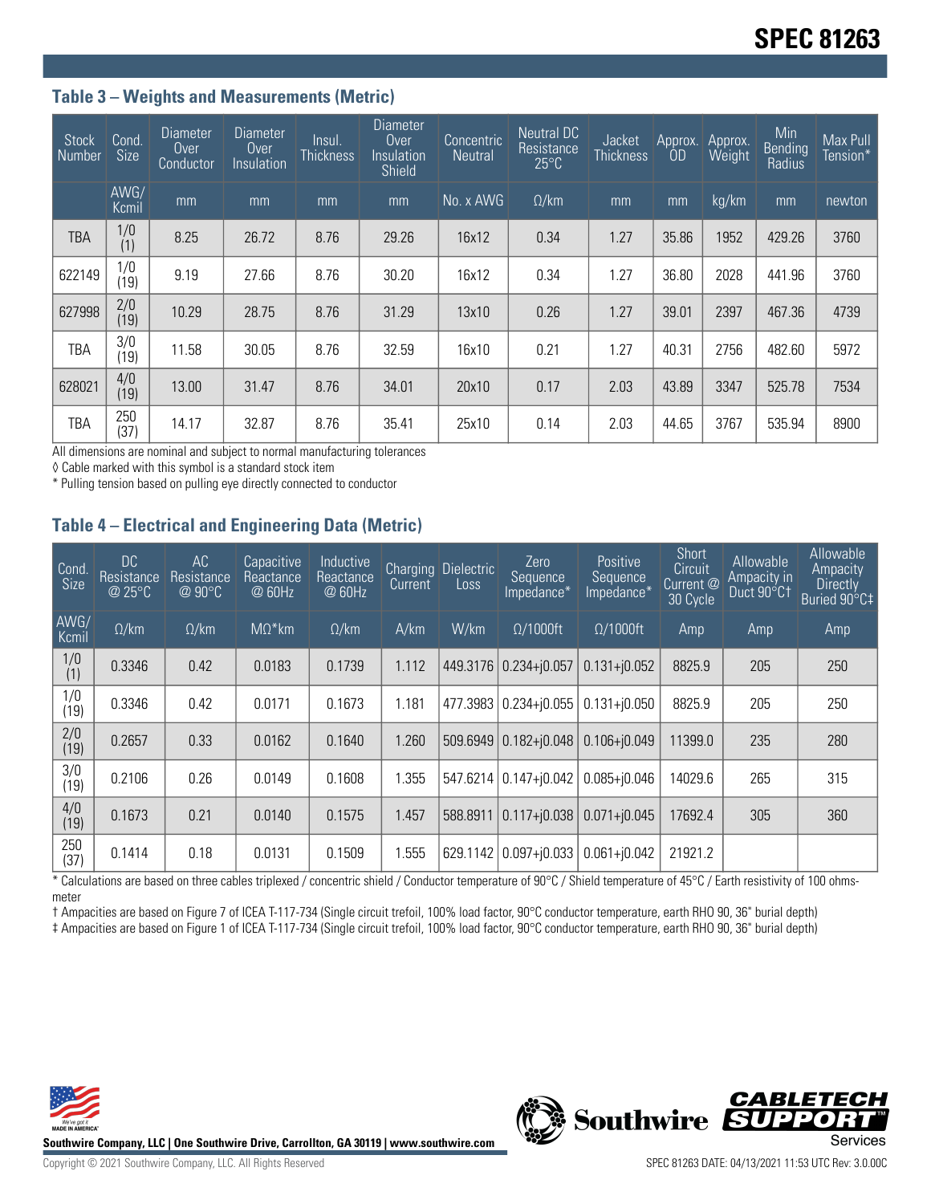# SPEC 81263

### Table 3 – Weights and Measurements (Metric)

| Stock Number | Cond. Size | Diameter Over Conductor | Diameter Over Insulation | Insul. Thickness | Diameter Over Insulation Shield | Concentric Neutral | Neutral DC Resistance 25°C | Jacket Thickness | Approx. OD | Approx. Weight | Min Bending Radius | Max Pull Tension* |
|---|---|---|---|---|---|---|---|---|---|---|---|---|
| | AWG/ Kcmil | mm | mm | mm | mm | No. x AWG | Ω/km | mm | mm | kg/km | mm | newton |
| TBA | 1/0 (1) | 8.25 | 26.72 | 8.76 | 29.26 | 16x12 | 0.34 | 1.27 | 35.86 | 1952 | 429.26 | 3760 |
| 622149 | 1/0 (19) | 9.19 | 27.66 | 8.76 | 30.20 | 16x12 | 0.34 | 1.27 | 36.80 | 2028 | 441.96 | 3760 |
| 627998 | 2/0 (19) | 10.29 | 28.75 | 8.76 | 31.29 | 13x10 | 0.26 | 1.27 | 39.01 | 2397 | 467.36 | 4739 |
| TBA | 3/0 (19) | 11.58 | 30.05 | 8.76 | 32.59 | 16x10 | 0.21 | 1.27 | 40.31 | 2756 | 482.60 | 5972 |
| 628021 | 4/0 (19) | 13.00 | 31.47 | 8.76 | 34.01 | 20x10 | 0.17 | 2.03 | 43.89 | 3347 | 525.78 | 7534 |
| TBA | 250 (37) | 14.17 | 32.87 | 8.76 | 35.41 | 25x10 | 0.14 | 2.03 | 44.65 | 3767 | 535.94 | 8900 |

All dimensions are nominal and subject to normal manufacturing tolerances

◊ Cable marked with this symbol is a standard stock item

* Pulling tension based on pulling eye directly connected to conductor

### Table 4 – Electrical and Engineering Data (Metric)

| Cond. Size | DC Resistance @ 25°C | AC Resistance @ 90°C | Capacitive Reactance @ 60Hz | Inductive Reactance @ 60Hz | Charging Current | Dielectric Loss | Zero Sequence Impedance* | Positive Sequence Impedance* | Short Circuit Current @ 30 Cycle | Allowable Ampacity in Duct 90°C† | Allowable Ampacity Directly Buried 90°C‡ |
|---|---|---|---|---|---|---|---|---|---|---|---|
| AWG/ Kcmil | Ω/km | Ω/km | MΩ*km | Ω/km | A/km | W/km | Ω/1000ft | Ω/1000ft | Amp | Amp | Amp |
| 1/0 (1) | 0.3346 | 0.42 | 0.0183 | 0.1739 | 1.112 | 449.3176 | 0.234+j0.057 | 0.131+j0.052 | 8825.9 | 205 | 250 |
| 1/0 (19) | 0.3346 | 0.42 | 0.0171 | 0.1673 | 1.181 | 477.3983 | 0.234+j0.055 | 0.131+j0.050 | 8825.9 | 205 | 250 |
| 2/0 (19) | 0.2657 | 0.33 | 0.0162 | 0.1640 | 1.260 | 509.6949 | 0.182+j0.048 | 0.106+j0.049 | 11399.0 | 235 | 280 |
| 3/0 (19) | 0.2106 | 0.26 | 0.0149 | 0.1608 | 1.355 | 547.6214 | 0.147+j0.042 | 0.085+j0.046 | 14029.6 | 265 | 315 |
| 4/0 (19) | 0.1673 | 0.21 | 0.0140 | 0.1575 | 1.457 | 588.8911 | 0.117+j0.038 | 0.071+j0.045 | 17692.4 | 305 | 360 |
| 250 (37) | 0.1414 | 0.18 | 0.0131 | 0.1509 | 1.555 | 629.1142 | 0.097+j0.033 | 0.061+j0.042 | 21921.2 | | |

* Calculations are based on three cables triplexed / concentric shield / Conductor temperature of 90°C / Shield temperature of 45°C / Earth resistivity of 100 ohms-meter

† Ampacities are based on Figure 7 of ICEA T-117-734 (Single circuit trefoil, 100% load factor, 90°C conductor temperature, earth RHO 90, 36" burial depth)

‡ Ampacities are based on Figure 1 of ICEA T-117-734 (Single circuit trefoil, 100% load factor, 90°C conductor temperature, earth RHO 90, 36" burial depth)

Southwire Company, LLC | One Southwire Drive, Carrollton, GA 30119 | www.southwire.com

Copyright © 2021 Southwire Company, LLC. All Rights Reserved

SPEC 81263 DATE: 04/13/2021 11:53 UTC Rev: 3.0.00C